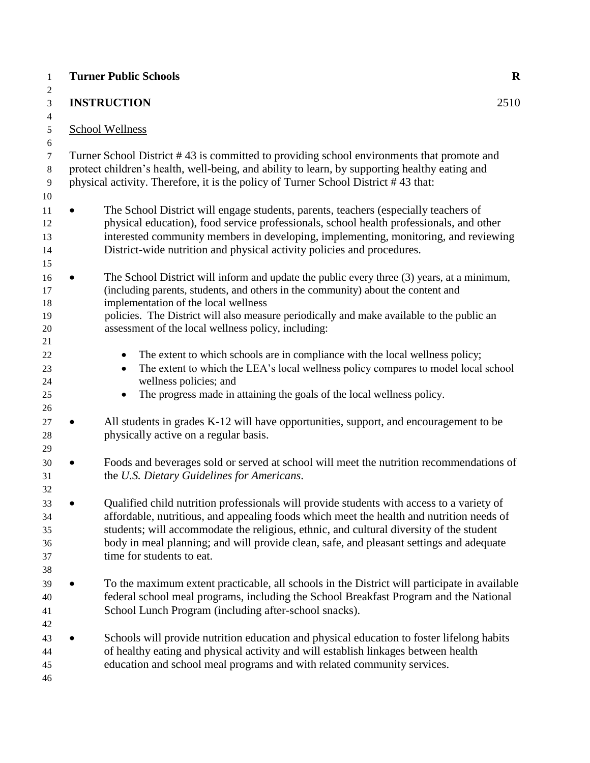**Turner Public Schools** **R**

**INSTRUCTION** 2510

<u>School Wellness</u>

Turner School District # 43 is committed to providing school environments that promote and protect children's health, well-being, and ability to learn, by supporting healthy eating and physical activity. Therefore, it is the policy of Turner School District # 43 that:

- The School District will engage students, parents, teachers (especially teachers of physical education), food service professionals, school health professionals, and other interested community members in developing, implementing, monitoring, and reviewing District-wide nutrition and physical activity policies and procedures.

- The School District will inform and update the public every three (3) years, at a minimum, (including parents, students, and others in the community) about the content and implementation of the local wellness policies. The District will also measure periodically and make available to the public an assessment of the local wellness policy, including:

    - The extent to which schools are in compliance with the local wellness policy;
    - The extent to which the LEA's local wellness policy compares to model local school wellness policies; and
    - The progress made in attaining the goals of the local wellness policy.

- All students in grades K-12 will have opportunities, support, and encouragement to be physically active on a regular basis.

- Foods and beverages sold or served at school will meet the nutrition recommendations of the *U.S. Dietary Guidelines for Americans*.

- Qualified child nutrition professionals will provide students with access to a variety of affordable, nutritious, and appealing foods which meet the health and nutrition needs of students; will accommodate the religious, ethnic, and cultural diversity of the student body in meal planning; and will provide clean, safe, and pleasant settings and adequate time for students to eat.

- To the maximum extent practicable, all schools in the District will participate in available federal school meal programs, including the School Breakfast Program and the National School Lunch Program (including after-school snacks).

- Schools will provide nutrition education and physical education to foster lifelong habits of healthy eating and physical activity and will establish linkages between health education and school meal programs and with related community services.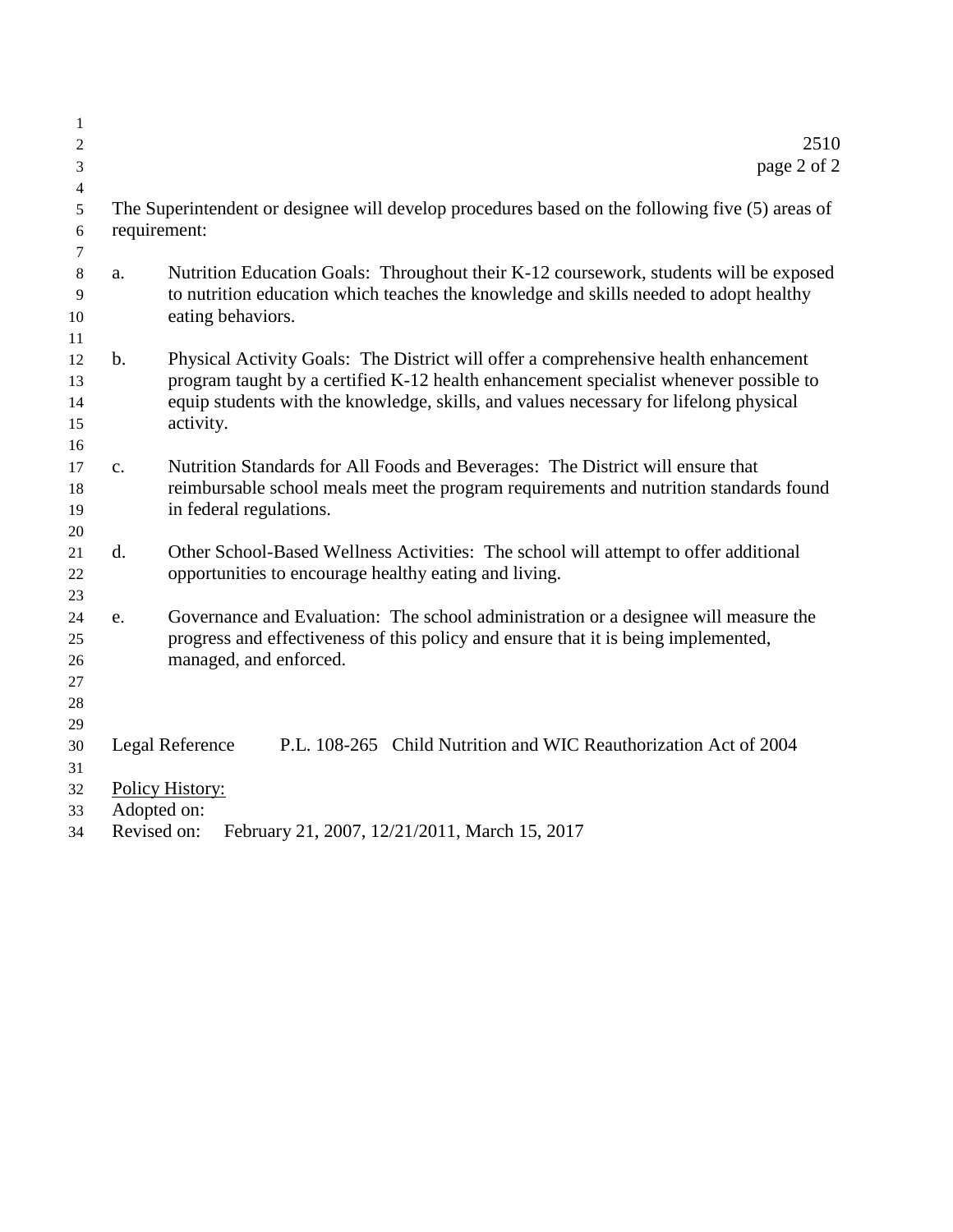The Superintendent or designee will develop procedures based on the following five (5) areas of requirement:

a. Nutrition Education Goals: Throughout their K-12 coursework, students will be exposed to nutrition education which teaches the knowledge and skills needed to adopt healthy eating behaviors.

b. Physical Activity Goals: The District will offer a comprehensive health enhancement program taught by a certified K-12 health enhancement specialist whenever possible to equip students with the knowledge, skills, and values necessary for lifelong physical activity.

c. Nutrition Standards for All Foods and Beverages: The District will ensure that reimbursable school meals meet the program requirements and nutrition standards found in federal regulations.

d. Other School-Based Wellness Activities: The school will attempt to offer additional opportunities to encourage healthy eating and living.

e. Governance and Evaluation: The school administration or a designee will measure the progress and effectiveness of this policy and ensure that it is being implemented, managed, and enforced.

Legal Reference P.L. 108-265 Child Nutrition and WIC Reauthorization Act of 2004

Policy History:
Adopted on:
Revised on: February 21, 2007, 12/21/2011, March 15, 2017